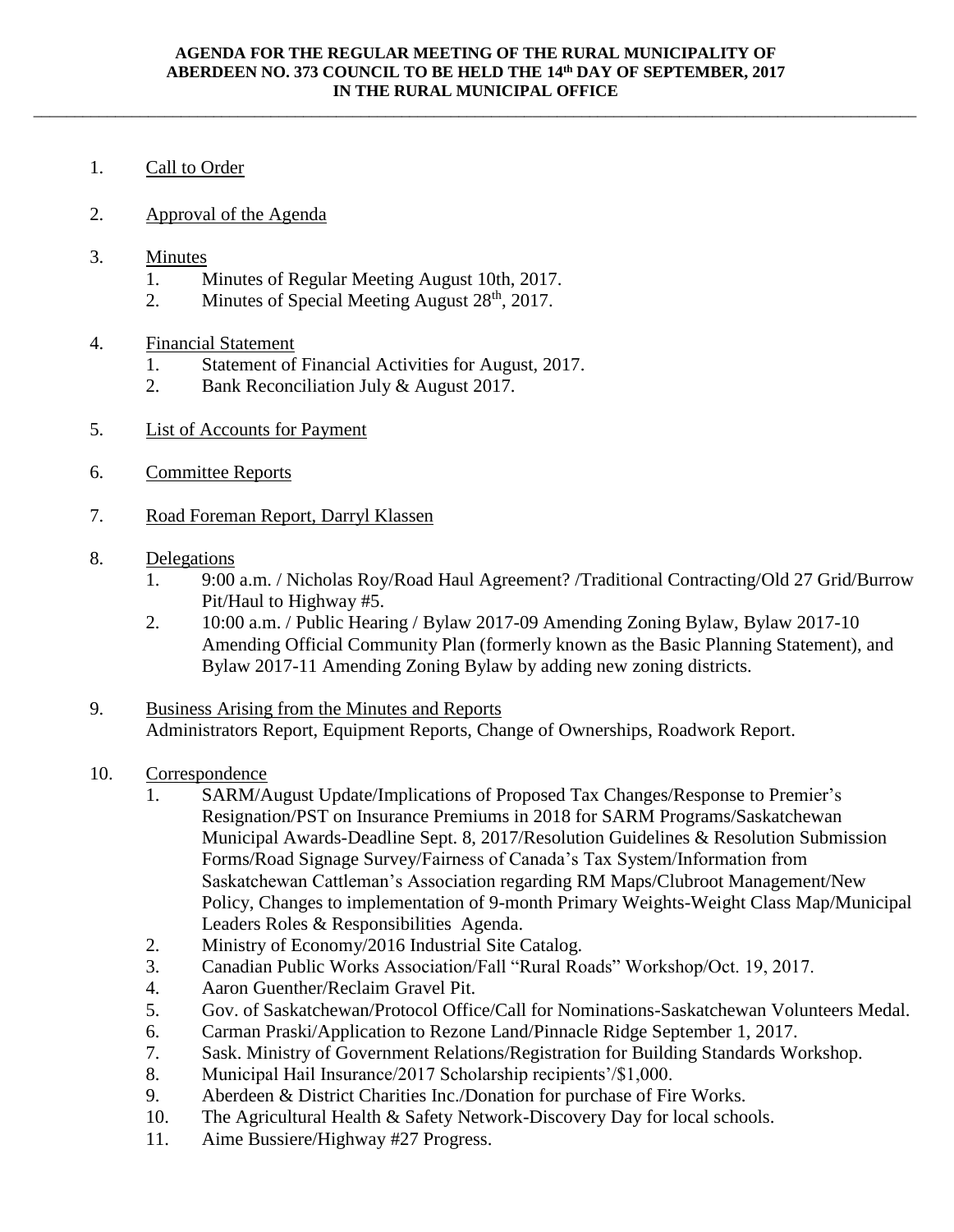**AGENDA FOR THE REGULAR MEETING OF THE RURAL MUNICIPALITY OF ABERDEEN NO. 373 COUNCIL TO BE HELD THE 14th DAY OF SEPTEMBER, 2017 IN THE RURAL MUNICIPAL OFFICE**

---

1. Call to Order

2. Approval of the Agenda

3. Minutes
   1. Minutes of Regular Meeting August 10th, 2017.
   2. Minutes of Special Meeting August 28th, 2017.

4. Financial Statement
   1. Statement of Financial Activities for August, 2017.
   2. Bank Reconciliation July & August 2017.

5. List of Accounts for Payment

6. Committee Reports

7. Road Foreman Report, Darryl Klassen

8. Delegations
   1. 9:00 a.m. / Nicholas Roy/Road Haul Agreement? /Traditional Contracting/Old 27 Grid/Burrow Pit/Haul to Highway #5.
   2. 10:00 a.m. / Public Hearing / Bylaw 2017-09 Amending Zoning Bylaw, Bylaw 2017-10 Amending Official Community Plan (formerly known as the Basic Planning Statement), and Bylaw 2017-11 Amending Zoning Bylaw by adding new zoning districts.

9. Business Arising from the Minutes and Reports
   Administrators Report, Equipment Reports, Change of Ownerships, Roadwork Report.

10. Correspondence
    1. SARM/August Update/Implications of Proposed Tax Changes/Response to Premier's Resignation/PST on Insurance Premiums in 2018 for SARM Programs/Saskatchewan Municipal Awards-Deadline Sept. 8, 2017/Resolution Guidelines & Resolution Submission Forms/Road Signage Survey/Fairness of Canada's Tax System/Information from Saskatchewan Cattleman's Association regarding RM Maps/Clubroot Management/New Policy, Changes to implementation of 9-month Primary Weights-Weight Class Map/Municipal Leaders Roles & Responsibilities Agenda.
    2. Ministry of Economy/2016 Industrial Site Catalog.
    3. Canadian Public Works Association/Fall "Rural Roads" Workshop/Oct. 19, 2017.
    4. Aaron Guenther/Reclaim Gravel Pit.
    5. Gov. of Saskatchewan/Protocol Office/Call for Nominations-Saskatchewan Volunteers Medal.
    6. Carman Praski/Application to Rezone Land/Pinnacle Ridge September 1, 2017.
    7. Sask. Ministry of Government Relations/Registration for Building Standards Workshop.
    8. Municipal Hail Insurance/2017 Scholarship recipients'/$1,000.
    9. Aberdeen & District Charities Inc./Donation for purchase of Fire Works.
    10. The Agricultural Health & Safety Network-Discovery Day for local schools.
    11. Aime Bussiere/Highway #27 Progress.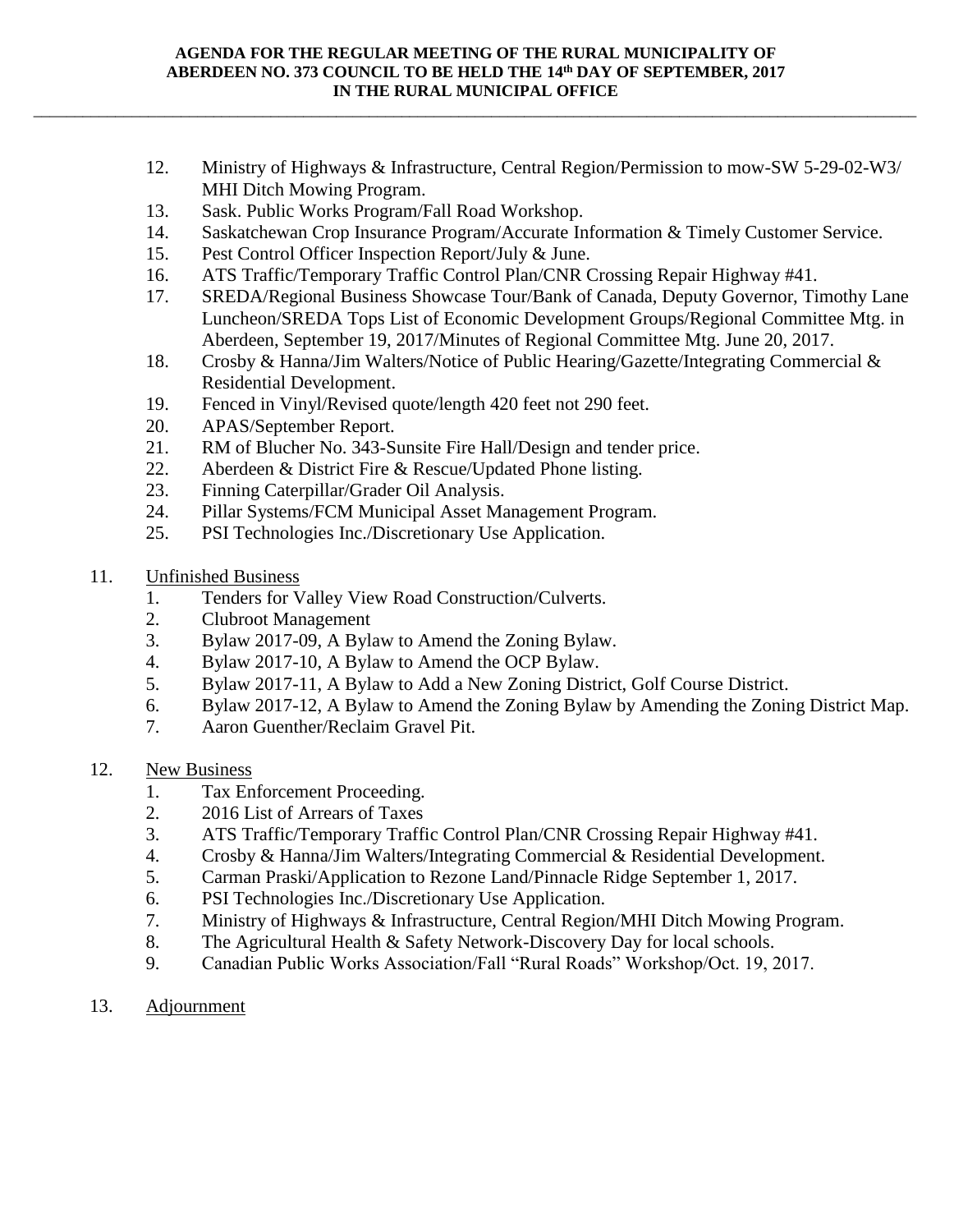**AGENDA FOR THE REGULAR MEETING OF THE RURAL MUNICIPALITY OF ABERDEEN NO. 373 COUNCIL TO BE HELD THE 14th DAY OF SEPTEMBER, 2017 IN THE RURAL MUNICIPAL OFFICE**

12. Ministry of Highways & Infrastructure, Central Region/Permission to mow-SW 5-29-02-W3/ MHI Ditch Mowing Program.
13. Sask. Public Works Program/Fall Road Workshop.
14. Saskatchewan Crop Insurance Program/Accurate Information & Timely Customer Service.
15. Pest Control Officer Inspection Report/July & June.
16. ATS Traffic/Temporary Traffic Control Plan/CNR Crossing Repair Highway #41.
17. SREDA/Regional Business Showcase Tour/Bank of Canada, Deputy Governor, Timothy Lane Luncheon/SREDA Tops List of Economic Development Groups/Regional Committee Mtg. in Aberdeen, September 19, 2017/Minutes of Regional Committee Mtg. June 20, 2017.
18. Crosby & Hanna/Jim Walters/Notice of Public Hearing/Gazette/Integrating Commercial & Residential Development.
19. Fenced in Vinyl/Revised quote/length 420 feet not 290 feet.
20. APAS/September Report.
21. RM of Blucher No. 343-Sunsite Fire Hall/Design and tender price.
22. Aberdeen & District Fire & Rescue/Updated Phone listing.
23. Finning Caterpillar/Grader Oil Analysis.
24. Pillar Systems/FCM Municipal Asset Management Program.
25. PSI Technologies Inc./Discretionary Use Application.

11. <u>Unfinished Business</u>
    1. Tenders for Valley View Road Construction/Culverts.
    2. Clubroot Management
    3. Bylaw 2017-09, A Bylaw to Amend the Zoning Bylaw.
    4. Bylaw 2017-10, A Bylaw to Amend the OCP Bylaw.
    5. Bylaw 2017-11, A Bylaw to Add a New Zoning District, Golf Course District.
    6. Bylaw 2017-12, A Bylaw to Amend the Zoning Bylaw by Amending the Zoning District Map.
    7. Aaron Guenther/Reclaim Gravel Pit.

12. <u>New Business</u>
    1. Tax Enforcement Proceeding.
    2. 2016 List of Arrears of Taxes
    3. ATS Traffic/Temporary Traffic Control Plan/CNR Crossing Repair Highway #41.
    4. Crosby & Hanna/Jim Walters/Integrating Commercial & Residential Development.
    5. Carman Praski/Application to Rezone Land/Pinnacle Ridge September 1, 2017.
    6. PSI Technologies Inc./Discretionary Use Application.
    7. Ministry of Highways & Infrastructure, Central Region/MHI Ditch Mowing Program.
    8. The Agricultural Health & Safety Network-Discovery Day for local schools.
    9. Canadian Public Works Association/Fall "Rural Roads" Workshop/Oct. 19, 2017.

13. <u>Adjournment</u>